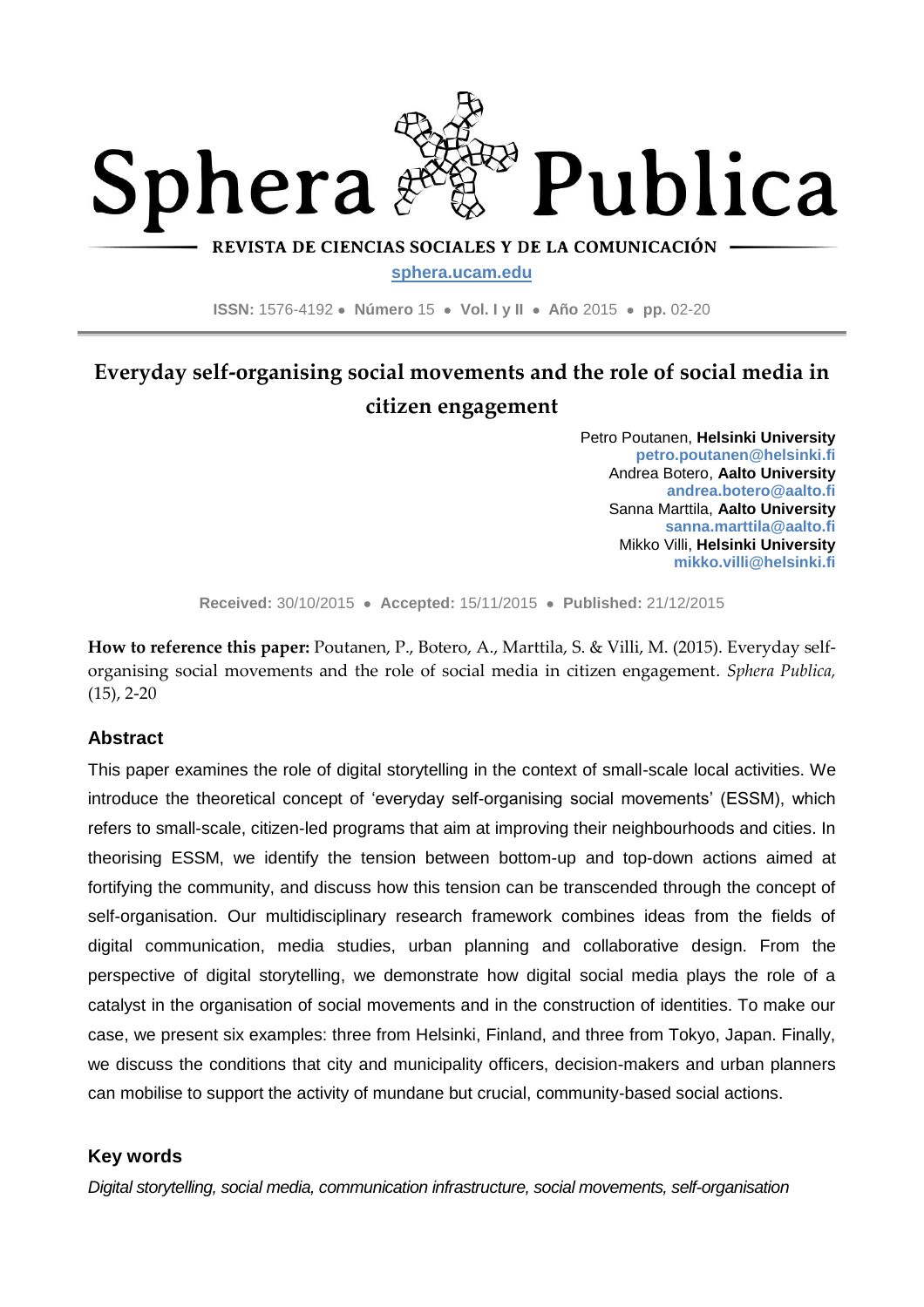# Sphera Publica

REVISTA DE CIENCIAS SOCIALES Y DE LA COMUNICACIÓN

sphera.ucam.edu

**ISSN:** 1576-4192 ● **Número** 15 ● **Vol. I y II** ● **Año** 2015 ● **pp.** 02-20

## Everyday self-organising social movements and the role of social media in citizen engagement

Petro Poutanen, **Helsinki University**
**petro.poutanen@helsinki.fi**
Andrea Botero, **Aalto University**
**andrea.botero@aalto.fi**
Sanna Marttila, **Aalto University**
**sanna.marttila@aalto.fi**
Mikko Villi, **Helsinki University**
**mikko.villi@helsinki.fi**

**Received:** 30/10/2015 ● **Accepted:** 15/11/2015 ● **Published:** 21/12/2015

**How to reference this paper:** Poutanen, P., Botero, A., Marttila, S. & Villi, M. (2015). Everyday self-organising social movements and the role of social media in citizen engagement. *Sphera Publica,* (15), 2-20

### Abstract

This paper examines the role of digital storytelling in the context of small-scale local activities. We introduce the theoretical concept of 'everyday self-organising social movements' (ESSM), which refers to small-scale, citizen-led programs that aim at improving their neighbourhoods and cities. In theorising ESSM, we identify the tension between bottom-up and top-down actions aimed at fortifying the community, and discuss how this tension can be transcended through the concept of self-organisation. Our multidisciplinary research framework combines ideas from the fields of digital communication, media studies, urban planning and collaborative design. From the perspective of digital storytelling, we demonstrate how digital social media plays the role of a catalyst in the organisation of social movements and in the construction of identities. To make our case, we present six examples: three from Helsinki, Finland, and three from Tokyo, Japan. Finally, we discuss the conditions that city and municipality officers, decision-makers and urban planners can mobilise to support the activity of mundane but crucial, community-based social actions.

### Key words

*Digital storytelling, social media, communication infrastructure, social movements, self-organisation*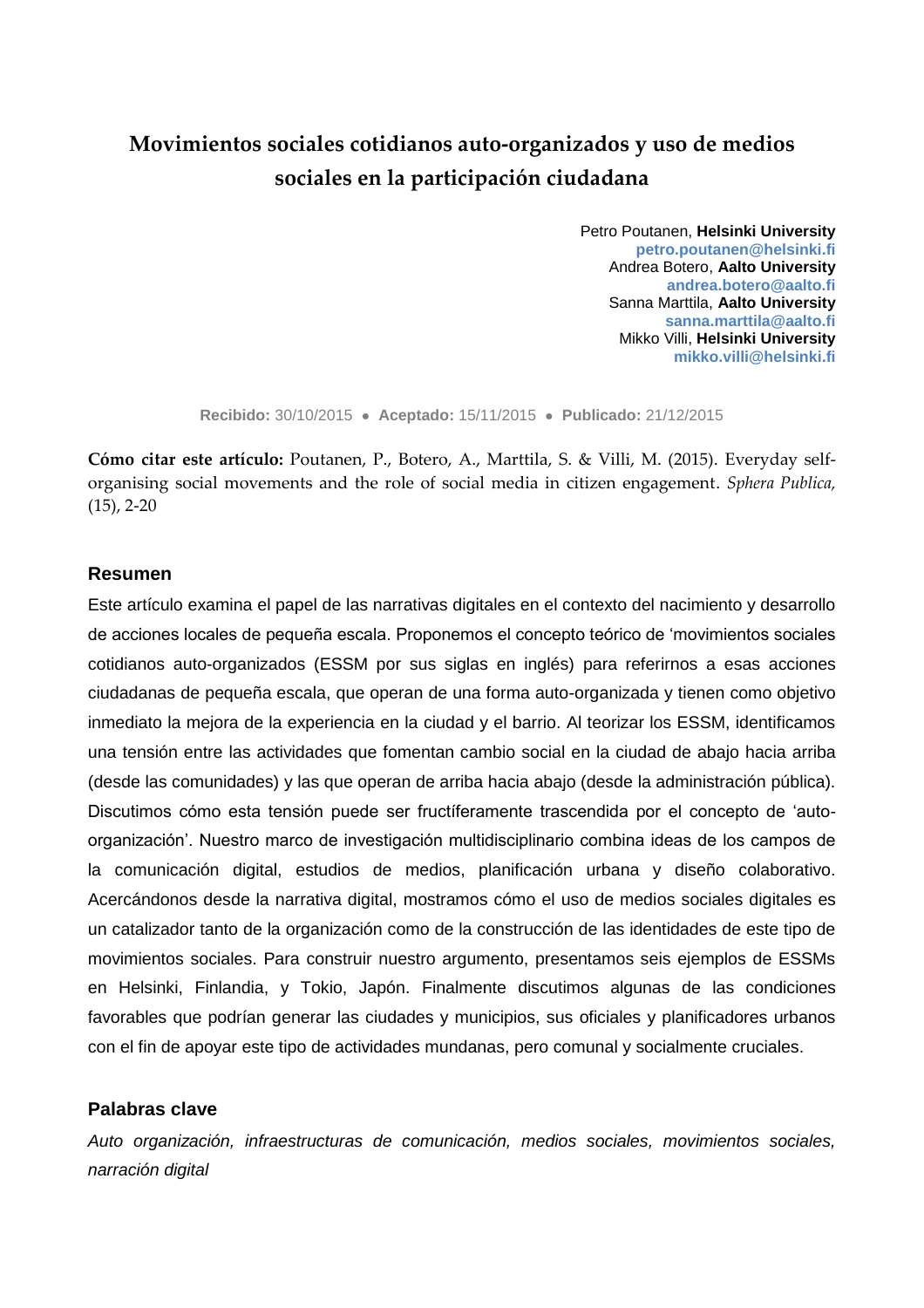# Movimientos sociales cotidianos auto-organizados y uso de medios sociales en la participación ciudadana

Petro Poutanen, **Helsinki University**
**petro.poutanen@helsinki.fi**
Andrea Botero, **Aalto University**
**andrea.botero@aalto.fi**
Sanna Marttila, **Aalto University**
**sanna.marttila@aalto.fi**
Mikko Villi, **Helsinki University**
**mikko.villi@helsinki.fi**

**Recibido:** 30/10/2015 • **Aceptado:** 15/11/2015 • **Publicado:** 21/12/2015

**Cómo citar este artículo:** Poutanen, P., Botero, A., Marttila, S. & Villi, M. (2015). Everyday self-organising social movements and the role of social media in citizen engagement. *Sphera Publica,* (15), 2-20

## Resumen

Este artículo examina el papel de las narrativas digitales en el contexto del nacimiento y desarrollo de acciones locales de pequeña escala. Proponemos el concepto teórico de 'movimientos sociales cotidianos auto-organizados (ESSM por sus siglas en inglés) para referirnos a esas acciones ciudadanas de pequeña escala, que operan de una forma auto-organizada y tienen como objetivo inmediato la mejora de la experiencia en la ciudad y el barrio. Al teorizar los ESSM, identificamos una tensión entre las actividades que fomentan cambio social en la ciudad de abajo hacia arriba (desde las comunidades) y las que operan de arriba hacia abajo (desde la administración pública). Discutimos cómo esta tensión puede ser fructíferamente trascendida por el concepto de 'auto-organización'. Nuestro marco de investigación multidisciplinario combina ideas de los campos de la comunicación digital, estudios de medios, planificación urbana y diseño colaborativo. Acercándonos desde la narrativa digital, mostramos cómo el uso de medios sociales digitales es un catalizador tanto de la organización como de la construcción de las identidades de este tipo de movimientos sociales. Para construir nuestro argumento, presentamos seis ejemplos de ESSMs en Helsinki, Finlandia, y Tokio, Japón. Finalmente discutimos algunas de las condiciones favorables que podrían generar las ciudades y municipios, sus oficiales y planificadores urbanos con el fin de apoyar este tipo de actividades mundanas, pero comunal y socialmente cruciales.

## Palabras clave

*Auto organización, infraestructuras de comunicación, medios sociales, movimientos sociales, narración digital*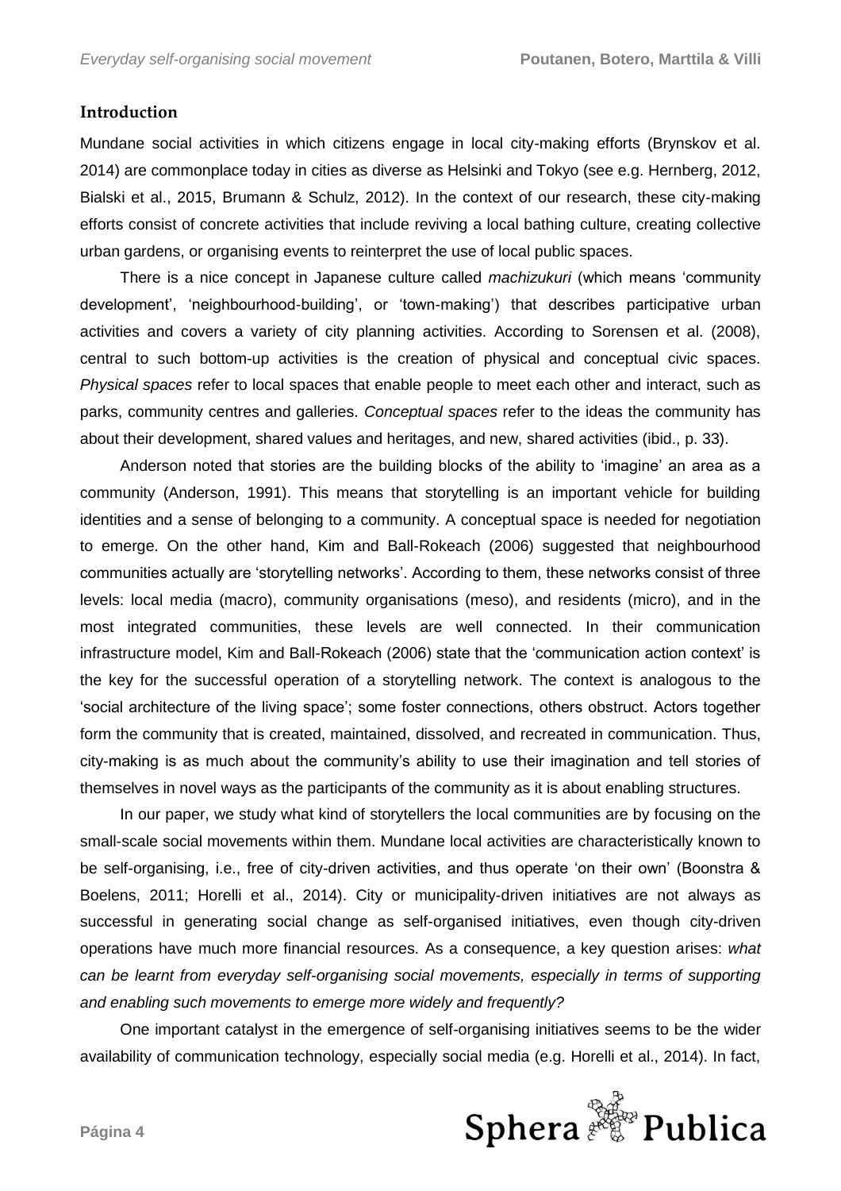## Introduction

Mundane social activities in which citizens engage in local city-making efforts (Brynskov et al. 2014) are commonplace today in cities as diverse as Helsinki and Tokyo (see e.g. Hernberg, 2012, Bialski et al., 2015, Brumann & Schulz, 2012). In the context of our research, these city-making efforts consist of concrete activities that include reviving a local bathing culture, creating collective urban gardens, or organising events to reinterpret the use of local public spaces.

There is a nice concept in Japanese culture called *machizukuri* (which means 'community development', 'neighbourhood-building', or 'town-making') that describes participative urban activities and covers a variety of city planning activities. According to Sorensen et al. (2008), central to such bottom-up activities is the creation of physical and conceptual civic spaces. *Physical spaces* refer to local spaces that enable people to meet each other and interact, such as parks, community centres and galleries. *Conceptual spaces* refer to the ideas the community has about their development, shared values and heritages, and new, shared activities (ibid., p. 33).

Anderson noted that stories are the building blocks of the ability to 'imagine' an area as a community (Anderson, 1991). This means that storytelling is an important vehicle for building identities and a sense of belonging to a community. A conceptual space is needed for negotiation to emerge. On the other hand, Kim and Ball-Rokeach (2006) suggested that neighbourhood communities actually are 'storytelling networks'. According to them, these networks consist of three levels: local media (macro), community organisations (meso), and residents (micro), and in the most integrated communities, these levels are well connected. In their communication infrastructure model, Kim and Ball-Rokeach (2006) state that the 'communication action context' is the key for the successful operation of a storytelling network. The context is analogous to the 'social architecture of the living space'; some foster connections, others obstruct. Actors together form the community that is created, maintained, dissolved, and recreated in communication. Thus, city-making is as much about the community's ability to use their imagination and tell stories of themselves in novel ways as the participants of the community as it is about enabling structures.

In our paper, we study what kind of storytellers the local communities are by focusing on the small-scale social movements within them. Mundane local activities are characteristically known to be self-organising, i.e., free of city-driven activities, and thus operate 'on their own' (Boonstra & Boelens, 2011; Horelli et al., 2014). City or municipality-driven initiatives are not always as successful in generating social change as self-organised initiatives, even though city-driven operations have much more financial resources. As a consequence, a key question arises: *what can be learnt from everyday self-organising social movements, especially in terms of supporting and enabling such movements to emerge more widely and frequently?*

One important catalyst in the emergence of self-organising initiatives seems to be the wider availability of communication technology, especially social media (e.g. Horelli et al., 2014). In fact,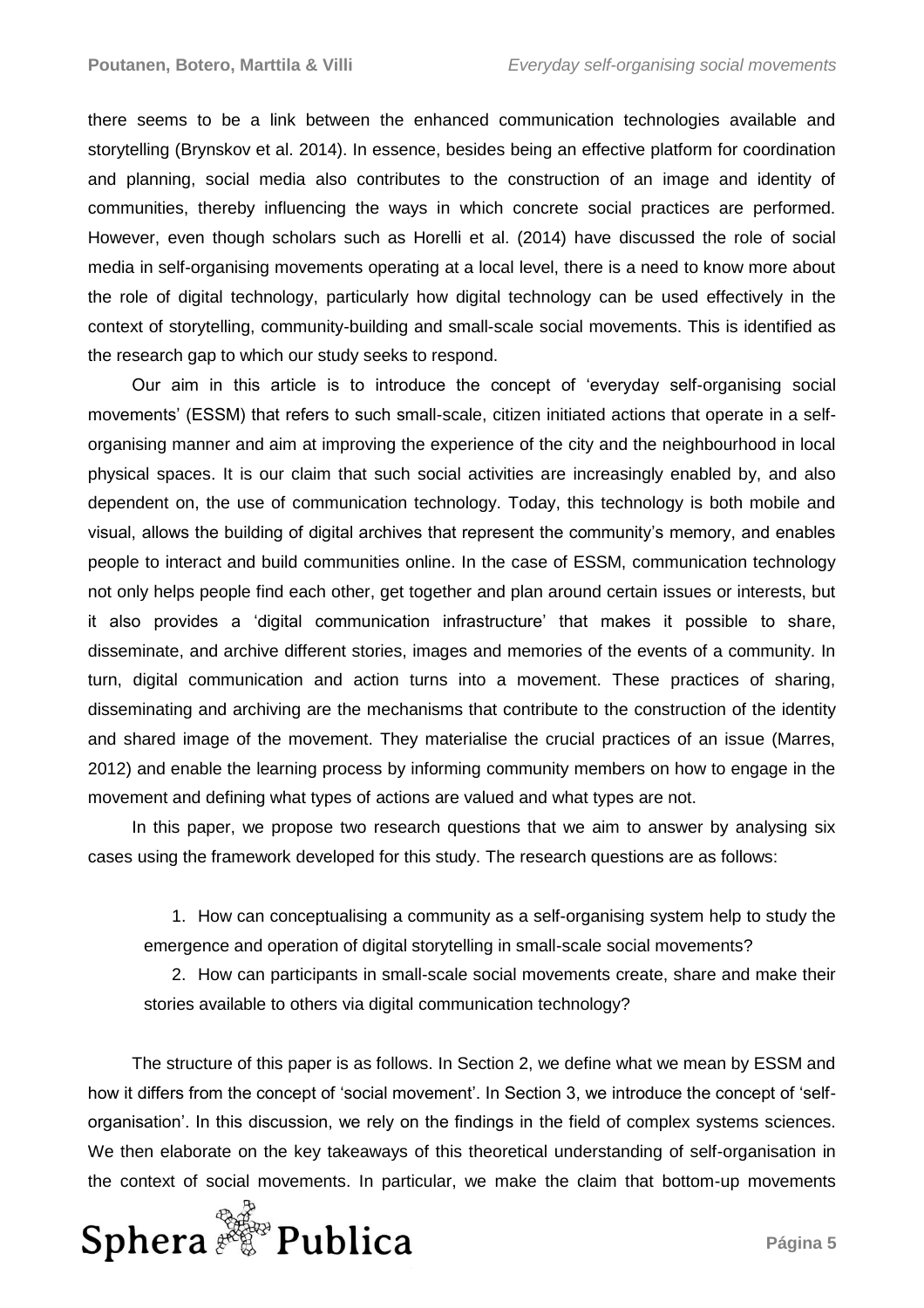there seems to be a link between the enhanced communication technologies available and storytelling (Brynskov et al. 2014). In essence, besides being an effective platform for coordination and planning, social media also contributes to the construction of an image and identity of communities, thereby influencing the ways in which concrete social practices are performed. However, even though scholars such as Horelli et al. (2014) have discussed the role of social media in self-organising movements operating at a local level, there is a need to know more about the role of digital technology, particularly how digital technology can be used effectively in the context of storytelling, community-building and small-scale social movements. This is identified as the research gap to which our study seeks to respond.

Our aim in this article is to introduce the concept of 'everyday self-organising social movements' (ESSM) that refers to such small-scale, citizen initiated actions that operate in a self-organising manner and aim at improving the experience of the city and the neighbourhood in local physical spaces. It is our claim that such social activities are increasingly enabled by, and also dependent on, the use of communication technology. Today, this technology is both mobile and visual, allows the building of digital archives that represent the community's memory, and enables people to interact and build communities online. In the case of ESSM, communication technology not only helps people find each other, get together and plan around certain issues or interests, but it also provides a 'digital communication infrastructure' that makes it possible to share, disseminate, and archive different stories, images and memories of the events of a community. In turn, digital communication and action turns into a movement. These practices of sharing, disseminating and archiving are the mechanisms that contribute to the construction of the identity and shared image of the movement. They materialise the crucial practices of an issue (Marres, 2012) and enable the learning process by informing community members on how to engage in the movement and defining what types of actions are valued and what types are not.

In this paper, we propose two research questions that we aim to answer by analysing six cases using the framework developed for this study. The research questions are as follows:

1. How can conceptualising a community as a self-organising system help to study the emergence and operation of digital storytelling in small-scale social movements?
2. How can participants in small-scale social movements create, share and make their stories available to others via digital communication technology?

The structure of this paper is as follows. In Section 2, we define what we mean by ESSM and how it differs from the concept of 'social movement'. In Section 3, we introduce the concept of 'self-organisation'. In this discussion, we rely on the findings in the field of complex systems sciences. We then elaborate on the key takeaways of this theoretical understanding of self-organisation in the context of social movements. In particular, we make the claim that bottom-up movements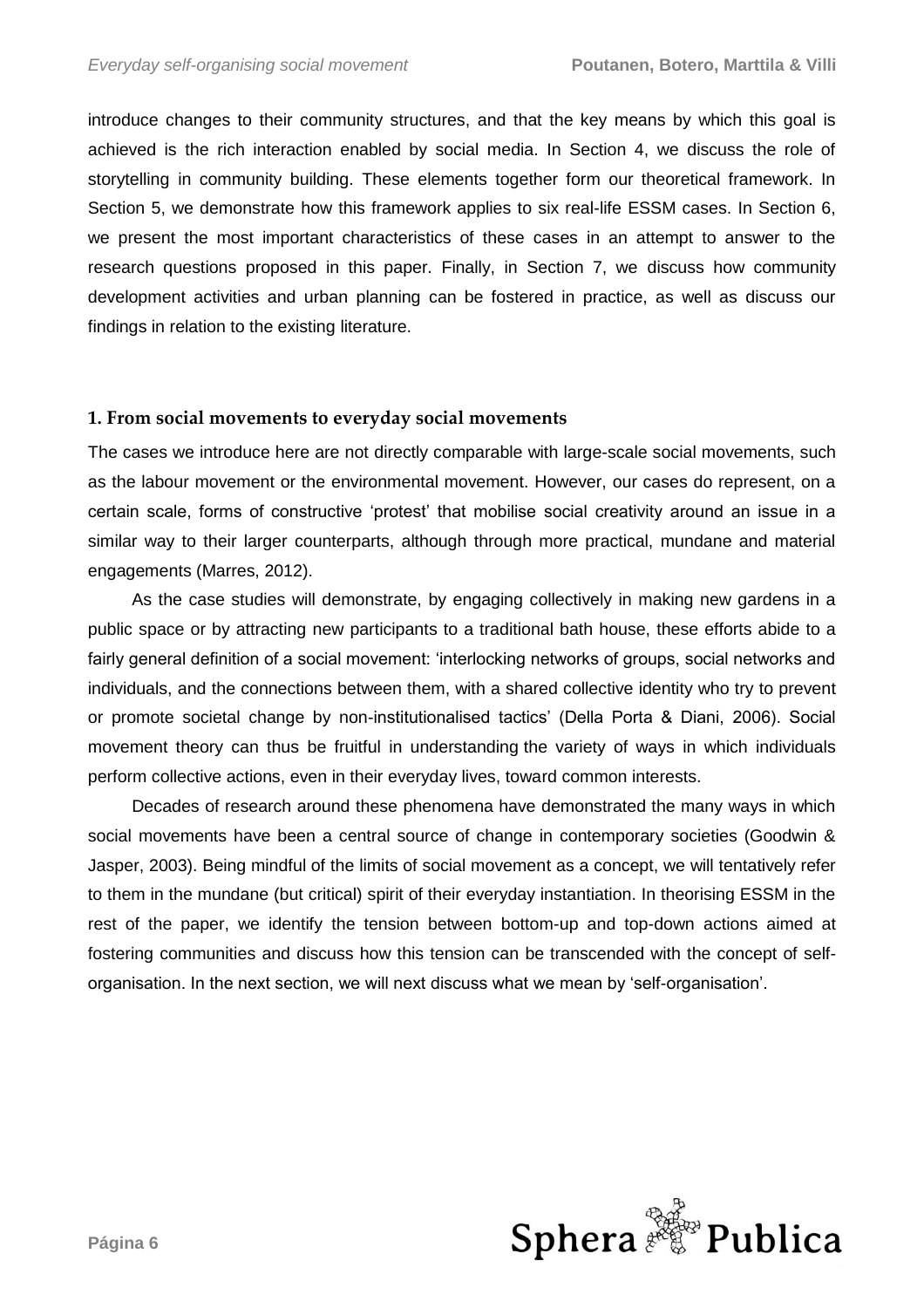introduce changes to their community structures, and that the key means by which this goal is achieved is the rich interaction enabled by social media. In Section 4, we discuss the role of storytelling in community building. These elements together form our theoretical framework. In Section 5, we demonstrate how this framework applies to six real-life ESSM cases. In Section 6, we present the most important characteristics of these cases in an attempt to answer to the research questions proposed in this paper. Finally, in Section 7, we discuss how community development activities and urban planning can be fostered in practice, as well as discuss our findings in relation to the existing literature.

## 1. From social movements to everyday social movements

The cases we introduce here are not directly comparable with large-scale social movements, such as the labour movement or the environmental movement. However, our cases do represent, on a certain scale, forms of constructive 'protest' that mobilise social creativity around an issue in a similar way to their larger counterparts, although through more practical, mundane and material engagements (Marres, 2012).

As the case studies will demonstrate, by engaging collectively in making new gardens in a public space or by attracting new participants to a traditional bath house, these efforts abide to a fairly general definition of a social movement: 'interlocking networks of groups, social networks and individuals, and the connections between them, with a shared collective identity who try to prevent or promote societal change by non-institutionalised tactics' (Della Porta & Diani, 2006). Social movement theory can thus be fruitful in understanding the variety of ways in which individuals perform collective actions, even in their everyday lives, toward common interests.

Decades of research around these phenomena have demonstrated the many ways in which social movements have been a central source of change in contemporary societies (Goodwin & Jasper, 2003). Being mindful of the limits of social movement as a concept, we will tentatively refer to them in the mundane (but critical) spirit of their everyday instantiation. In theorising ESSM in the rest of the paper, we identify the tension between bottom-up and top-down actions aimed at fostering communities and discuss how this tension can be transcended with the concept of self-organisation. In the next section, we will next discuss what we mean by 'self-organisation'.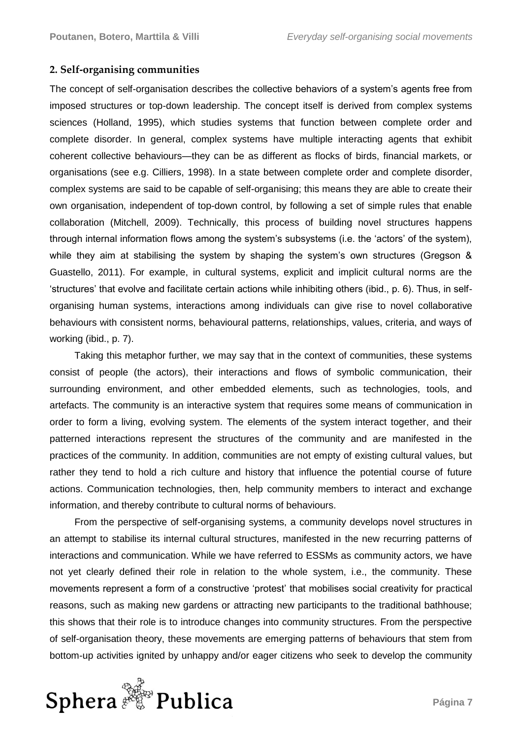## 2. Self-organising communities

The concept of self-organisation describes the collective behaviors of a system's agents free from imposed structures or top-down leadership. The concept itself is derived from complex systems sciences (Holland, 1995), which studies systems that function between complete order and complete disorder. In general, complex systems have multiple interacting agents that exhibit coherent collective behaviours—they can be as different as flocks of birds, financial markets, or organisations (see e.g. Cilliers, 1998). In a state between complete order and complete disorder, complex systems are said to be capable of self-organising; this means they are able to create their own organisation, independent of top-down control, by following a set of simple rules that enable collaboration (Mitchell, 2009). Technically, this process of building novel structures happens through internal information flows among the system's subsystems (i.e. the 'actors' of the system), while they aim at stabilising the system by shaping the system's own structures (Gregson & Guastello, 2011). For example, in cultural systems, explicit and implicit cultural norms are the 'structures' that evolve and facilitate certain actions while inhibiting others (ibid., p. 6). Thus, in self-organising human systems, interactions among individuals can give rise to novel collaborative behaviours with consistent norms, behavioural patterns, relationships, values, criteria, and ways of working (ibid., p. 7).

Taking this metaphor further, we may say that in the context of communities, these systems consist of people (the actors), their interactions and flows of symbolic communication, their surrounding environment, and other embedded elements, such as technologies, tools, and artefacts. The community is an interactive system that requires some means of communication in order to form a living, evolving system. The elements of the system interact together, and their patterned interactions represent the structures of the community and are manifested in the practices of the community. In addition, communities are not empty of existing cultural values, but rather they tend to hold a rich culture and history that influence the potential course of future actions. Communication technologies, then, help community members to interact and exchange information, and thereby contribute to cultural norms of behaviours.

From the perspective of self-organising systems, a community develops novel structures in an attempt to stabilise its internal cultural structures, manifested in the new recurring patterns of interactions and communication. While we have referred to ESSMs as community actors, we have not yet clearly defined their role in relation to the whole system, i.e., the community. These movements represent a form of a constructive 'protest' that mobilises social creativity for practical reasons, such as making new gardens or attracting new participants to the traditional bathhouse; this shows that their role is to introduce changes into community structures. From the perspective of self-organisation theory, these movements are emerging patterns of behaviours that stem from bottom-up activities ignited by unhappy and/or eager citizens who seek to develop the community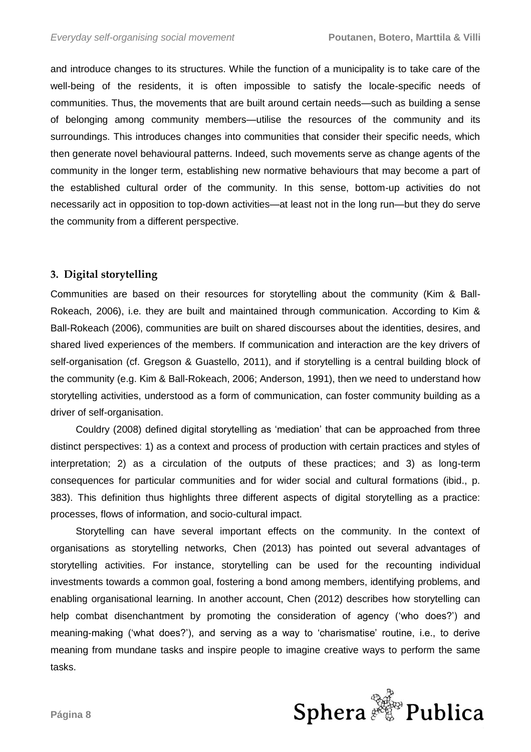and introduce changes to its structures. While the function of a municipality is to take care of the well-being of the residents, it is often impossible to satisfy the locale-specific needs of communities. Thus, the movements that are built around certain needs—such as building a sense of belonging among community members—utilise the resources of the community and its surroundings. This introduces changes into communities that consider their specific needs, which then generate novel behavioural patterns. Indeed, such movements serve as change agents of the community in the longer term, establishing new normative behaviours that may become a part of the established cultural order of the community. In this sense, bottom-up activities do not necessarily act in opposition to top-down activities—at least not in the long run—but they do serve the community from a different perspective.

## 3. Digital storytelling

Communities are based on their resources for storytelling about the community (Kim & Ball-Rokeach, 2006), i.e. they are built and maintained through communication. According to Kim & Ball-Rokeach (2006), communities are built on shared discourses about the identities, desires, and shared lived experiences of the members. If communication and interaction are the key drivers of self-organisation (cf. Gregson & Guastello, 2011), and if storytelling is a central building block of the community (e.g. Kim & Ball-Rokeach, 2006; Anderson, 1991), then we need to understand how storytelling activities, understood as a form of communication, can foster community building as a driver of self-organisation.

Couldry (2008) defined digital storytelling as 'mediation' that can be approached from three distinct perspectives: 1) as a context and process of production with certain practices and styles of interpretation; 2) as a circulation of the outputs of these practices; and 3) as long-term consequences for particular communities and for wider social and cultural formations (ibid., p. 383). This definition thus highlights three different aspects of digital storytelling as a practice: processes, flows of information, and socio-cultural impact.

Storytelling can have several important effects on the community. In the context of organisations as storytelling networks, Chen (2013) has pointed out several advantages of storytelling activities. For instance, storytelling can be used for the recounting individual investments towards a common goal, fostering a bond among members, identifying problems, and enabling organisational learning. In another account, Chen (2012) describes how storytelling can help combat disenchantment by promoting the consideration of agency ('who does?') and meaning-making ('what does?'), and serving as a way to 'charismatise' routine, i.e., to derive meaning from mundane tasks and inspire people to imagine creative ways to perform the same tasks.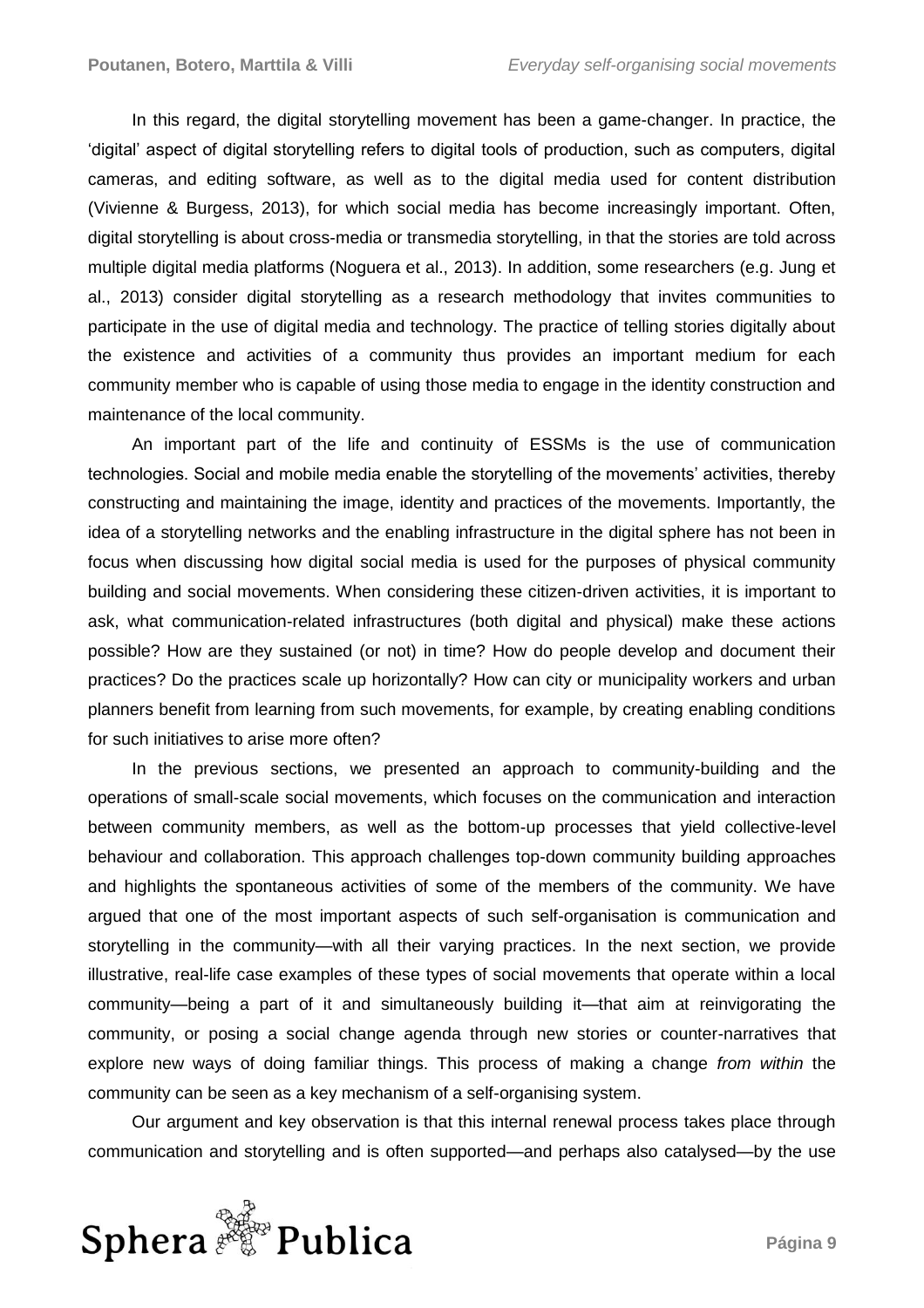In this regard, the digital storytelling movement has been a game-changer. In practice, the 'digital' aspect of digital storytelling refers to digital tools of production, such as computers, digital cameras, and editing software, as well as to the digital media used for content distribution (Vivienne & Burgess, 2013), for which social media has become increasingly important. Often, digital storytelling is about cross-media or transmedia storytelling, in that the stories are told across multiple digital media platforms (Noguera et al., 2013). In addition, some researchers (e.g. Jung et al., 2013) consider digital storytelling as a research methodology that invites communities to participate in the use of digital media and technology. The practice of telling stories digitally about the existence and activities of a community thus provides an important medium for each community member who is capable of using those media to engage in the identity construction and maintenance of the local community.

An important part of the life and continuity of ESSMs is the use of communication technologies. Social and mobile media enable the storytelling of the movements' activities, thereby constructing and maintaining the image, identity and practices of the movements. Importantly, the idea of a storytelling networks and the enabling infrastructure in the digital sphere has not been in focus when discussing how digital social media is used for the purposes of physical community building and social movements. When considering these citizen-driven activities, it is important to ask, what communication-related infrastructures (both digital and physical) make these actions possible? How are they sustained (or not) in time? How do people develop and document their practices? Do the practices scale up horizontally? How can city or municipality workers and urban planners benefit from learning from such movements, for example, by creating enabling conditions for such initiatives to arise more often?

In the previous sections, we presented an approach to community-building and the operations of small-scale social movements, which focuses on the communication and interaction between community members, as well as the bottom-up processes that yield collective-level behaviour and collaboration. This approach challenges top-down community building approaches and highlights the spontaneous activities of some of the members of the community. We have argued that one of the most important aspects of such self-organisation is communication and storytelling in the community—with all their varying practices. In the next section, we provide illustrative, real-life case examples of these types of social movements that operate within a local community—being a part of it and simultaneously building it—that aim at reinvigorating the community, or posing a social change agenda through new stories or counter-narratives that explore new ways of doing familiar things. This process of making a change *from within* the community can be seen as a key mechanism of a self-organising system.

Our argument and key observation is that this internal renewal process takes place through communication and storytelling and is often supported—and perhaps also catalysed—by the use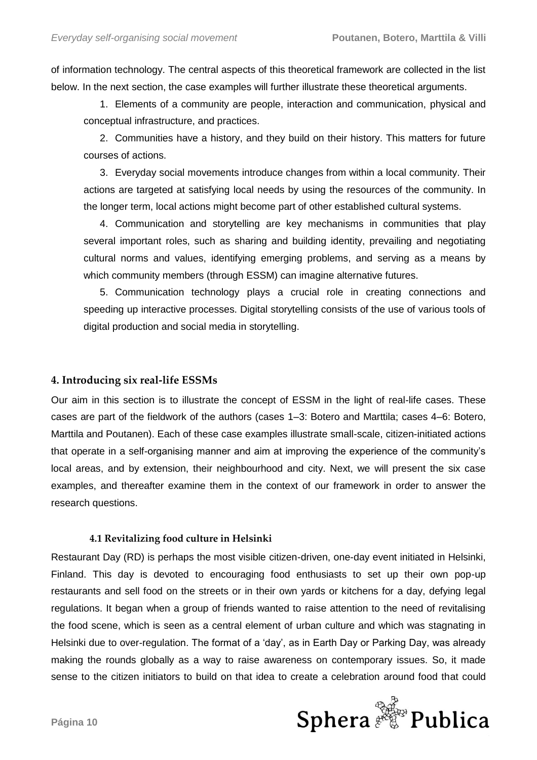of information technology. The central aspects of this theoretical framework are collected in the list below. In the next section, the case examples will further illustrate these theoretical arguments.

1. Elements of a community are people, interaction and communication, physical and conceptual infrastructure, and practices.

2. Communities have a history, and they build on their history. This matters for future courses of actions.

3. Everyday social movements introduce changes from within a local community. Their actions are targeted at satisfying local needs by using the resources of the community. In the longer term, local actions might become part of other established cultural systems.

4. Communication and storytelling are key mechanisms in communities that play several important roles, such as sharing and building identity, prevailing and negotiating cultural norms and values, identifying emerging problems, and serving as a means by which community members (through ESSM) can imagine alternative futures.

5. Communication technology plays a crucial role in creating connections and speeding up interactive processes. Digital storytelling consists of the use of various tools of digital production and social media in storytelling.

## 4. Introducing six real-life ESSMs

Our aim in this section is to illustrate the concept of ESSM in the light of real-life cases. These cases are part of the fieldwork of the authors (cases 1–3: Botero and Marttila; cases 4–6: Botero, Marttila and Poutanen). Each of these case examples illustrate small-scale, citizen-initiated actions that operate in a self-organising manner and aim at improving the experience of the community's local areas, and by extension, their neighbourhood and city. Next, we will present the six case examples, and thereafter examine them in the context of our framework in order to answer the research questions.

### 4.1 Revitalizing food culture in Helsinki

Restaurant Day (RD) is perhaps the most visible citizen-driven, one-day event initiated in Helsinki, Finland. This day is devoted to encouraging food enthusiasts to set up their own pop-up restaurants and sell food on the streets or in their own yards or kitchens for a day, defying legal regulations. It began when a group of friends wanted to raise attention to the need of revitalising the food scene, which is seen as a central element of urban culture and which was stagnating in Helsinki due to over-regulation. The format of a 'day', as in Earth Day or Parking Day, was already making the rounds globally as a way to raise awareness on contemporary issues. So, it made sense to the citizen initiators to build on that idea to create a celebration around food that could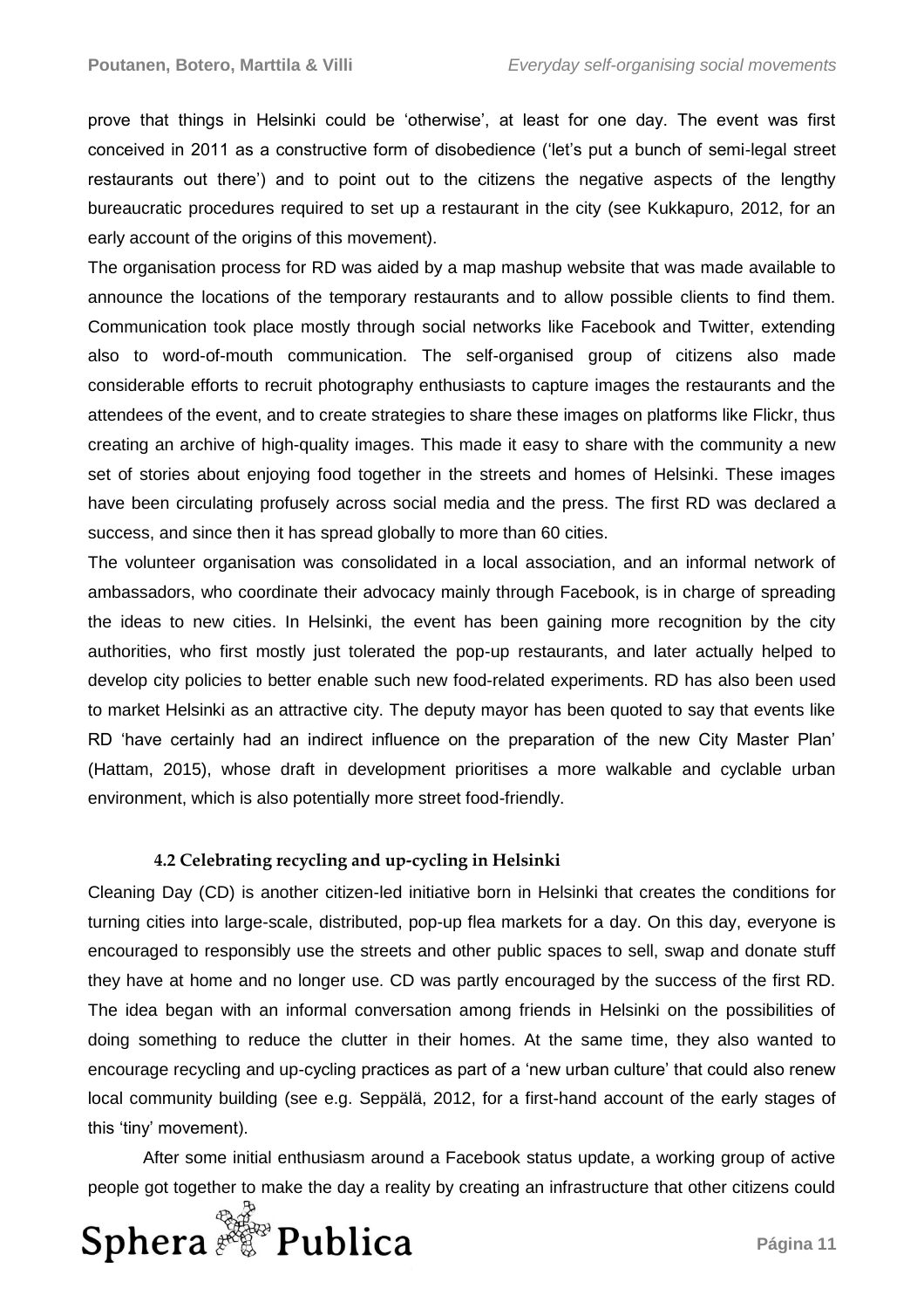prove that things in Helsinki could be 'otherwise', at least for one day. The event was first conceived in 2011 as a constructive form of disobedience ('let's put a bunch of semi-legal street restaurants out there') and to point out to the citizens the negative aspects of the lengthy bureaucratic procedures required to set up a restaurant in the city (see Kukkapuro, 2012, for an early account of the origins of this movement).

The organisation process for RD was aided by a map mashup website that was made available to announce the locations of the temporary restaurants and to allow possible clients to find them. Communication took place mostly through social networks like Facebook and Twitter, extending also to word-of-mouth communication. The self-organised group of citizens also made considerable efforts to recruit photography enthusiasts to capture images the restaurants and the attendees of the event, and to create strategies to share these images on platforms like Flickr, thus creating an archive of high-quality images. This made it easy to share with the community a new set of stories about enjoying food together in the streets and homes of Helsinki. These images have been circulating profusely across social media and the press. The first RD was declared a success, and since then it has spread globally to more than 60 cities.

The volunteer organisation was consolidated in a local association, and an informal network of ambassadors, who coordinate their advocacy mainly through Facebook, is in charge of spreading the ideas to new cities. In Helsinki, the event has been gaining more recognition by the city authorities, who first mostly just tolerated the pop-up restaurants, and later actually helped to develop city policies to better enable such new food-related experiments. RD has also been used to market Helsinki as an attractive city. The deputy mayor has been quoted to say that events like RD 'have certainly had an indirect influence on the preparation of the new City Master Plan' (Hattam, 2015), whose draft in development prioritises a more walkable and cyclable urban environment, which is also potentially more street food-friendly.

### 4.2 Celebrating recycling and up-cycling in Helsinki

Cleaning Day (CD) is another citizen-led initiative born in Helsinki that creates the conditions for turning cities into large-scale, distributed, pop-up flea markets for a day. On this day, everyone is encouraged to responsibly use the streets and other public spaces to sell, swap and donate stuff they have at home and no longer use. CD was partly encouraged by the success of the first RD. The idea began with an informal conversation among friends in Helsinki on the possibilities of doing something to reduce the clutter in their homes. At the same time, they also wanted to encourage recycling and up-cycling practices as part of a 'new urban culture' that could also renew local community building (see e.g. Seppälä, 2012, for a first-hand account of the early stages of this 'tiny' movement).

After some initial enthusiasm around a Facebook status update, a working group of active people got together to make the day a reality by creating an infrastructure that other citizens could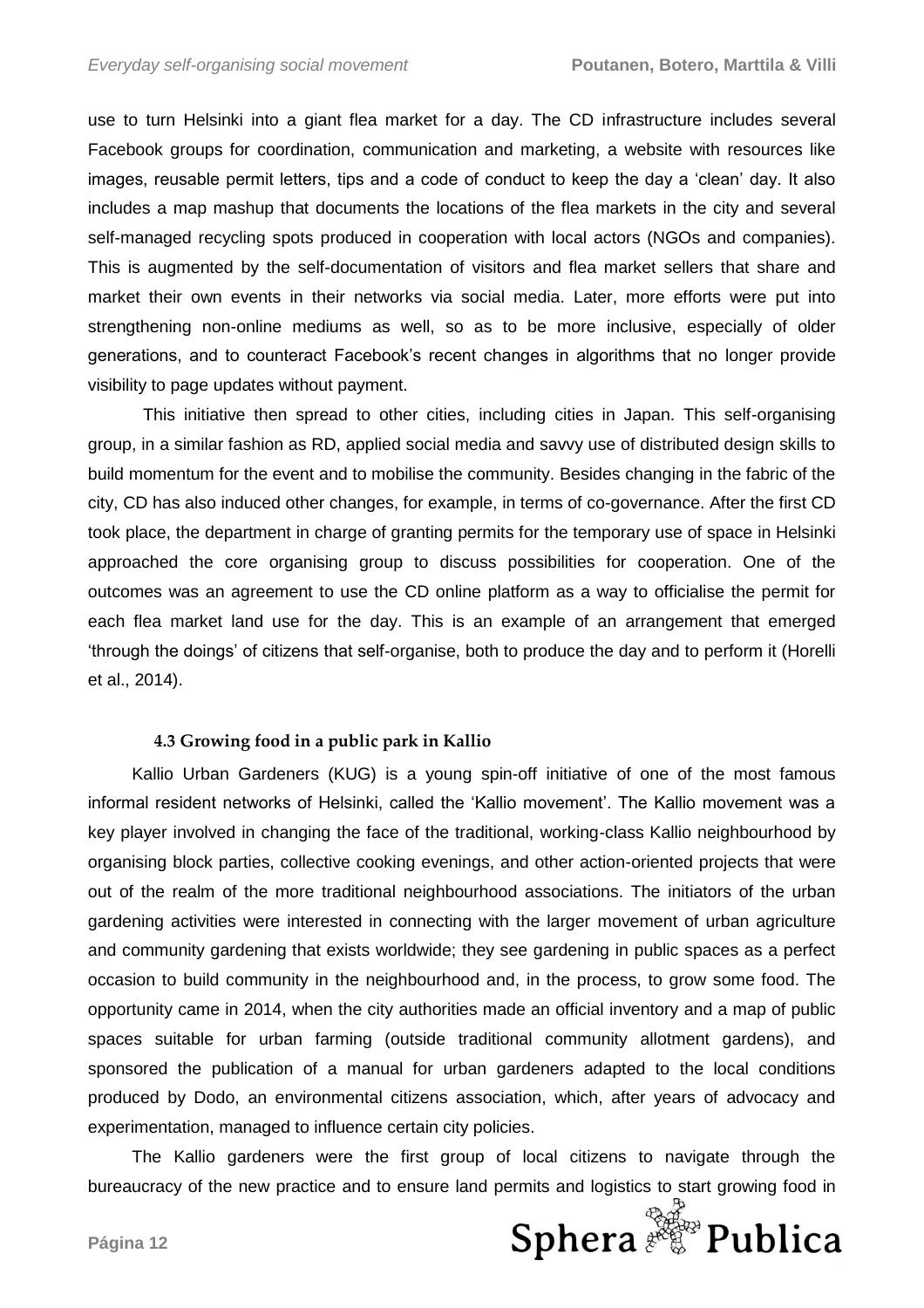use to turn Helsinki into a giant flea market for a day. The CD infrastructure includes several Facebook groups for coordination, communication and marketing, a website with resources like images, reusable permit letters, tips and a code of conduct to keep the day a 'clean' day. It also includes a map mashup that documents the locations of the flea markets in the city and several self-managed recycling spots produced in cooperation with local actors (NGOs and companies). This is augmented by the self-documentation of visitors and flea market sellers that share and market their own events in their networks via social media. Later, more efforts were put into strengthening non-online mediums as well, so as to be more inclusive, especially of older generations, and to counteract Facebook's recent changes in algorithms that no longer provide visibility to page updates without payment.

This initiative then spread to other cities, including cities in Japan. This self-organising group, in a similar fashion as RD, applied social media and savvy use of distributed design skills to build momentum for the event and to mobilise the community. Besides changing in the fabric of the city, CD has also induced other changes, for example, in terms of co-governance. After the first CD took place, the department in charge of granting permits for the temporary use of space in Helsinki approached the core organising group to discuss possibilities for cooperation. One of the outcomes was an agreement to use the CD online platform as a way to officialise the permit for each flea market land use for the day. This is an example of an arrangement that emerged 'through the doings' of citizens that self-organise, both to produce the day and to perform it (Horelli et al., 2014).

### 4.3 Growing food in a public park in Kallio

Kallio Urban Gardeners (KUG) is a young spin-off initiative of one of the most famous informal resident networks of Helsinki, called the 'Kallio movement'. The Kallio movement was a key player involved in changing the face of the traditional, working-class Kallio neighbourhood by organising block parties, collective cooking evenings, and other action-oriented projects that were out of the realm of the more traditional neighbourhood associations. The initiators of the urban gardening activities were interested in connecting with the larger movement of urban agriculture and community gardening that exists worldwide; they see gardening in public spaces as a perfect occasion to build community in the neighbourhood and, in the process, to grow some food. The opportunity came in 2014, when the city authorities made an official inventory and a map of public spaces suitable for urban farming (outside traditional community allotment gardens), and sponsored the publication of a manual for urban gardeners adapted to the local conditions produced by Dodo, an environmental citizens association, which, after years of advocacy and experimentation, managed to influence certain city policies.

The Kallio gardeners were the first group of local citizens to navigate through the bureaucracy of the new practice and to ensure land permits and logistics to start growing food in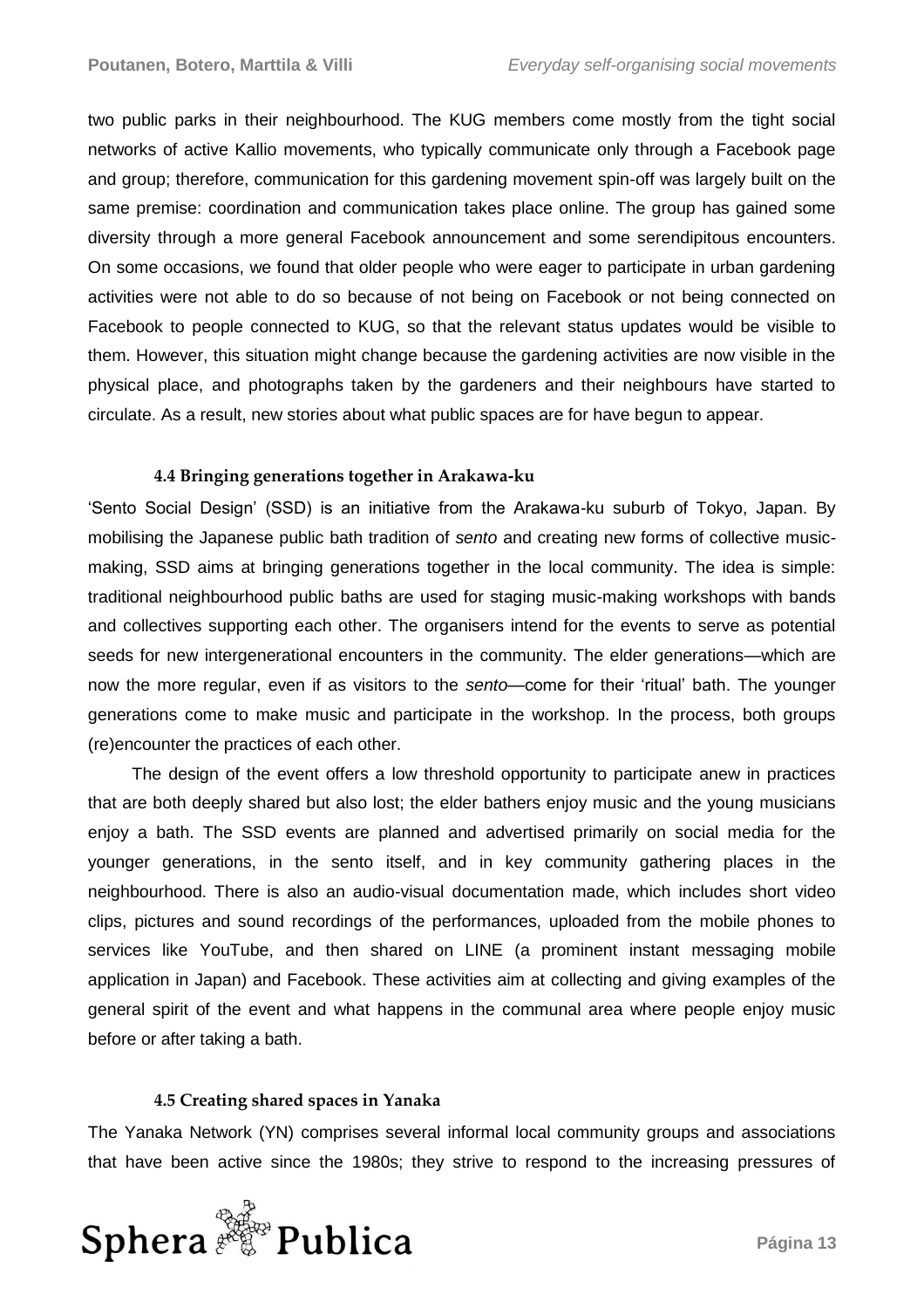two public parks in their neighbourhood. The KUG members come mostly from the tight social networks of active Kallio movements, who typically communicate only through a Facebook page and group; therefore, communication for this gardening movement spin-off was largely built on the same premise: coordination and communication takes place online. The group has gained some diversity through a more general Facebook announcement and some serendipitous encounters. On some occasions, we found that older people who were eager to participate in urban gardening activities were not able to do so because of not being on Facebook or not being connected on Facebook to people connected to KUG, so that the relevant status updates would be visible to them. However, this situation might change because the gardening activities are now visible in the physical place, and photographs taken by the gardeners and their neighbours have started to circulate. As a result, new stories about what public spaces are for have begun to appear.

### 4.4 Bringing generations together in Arakawa-ku

'Sento Social Design' (SSD) is an initiative from the Arakawa-ku suburb of Tokyo, Japan. By mobilising the Japanese public bath tradition of *sento* and creating new forms of collective music-making, SSD aims at bringing generations together in the local community. The idea is simple: traditional neighbourhood public baths are used for staging music-making workshops with bands and collectives supporting each other. The organisers intend for the events to serve as potential seeds for new intergenerational encounters in the community. The elder generations—which are now the more regular, even if as visitors to the *sento*—come for their 'ritual' bath. The younger generations come to make music and participate in the workshop. In the process, both groups (re)encounter the practices of each other.

The design of the event offers a low threshold opportunity to participate anew in practices that are both deeply shared but also lost; the elder bathers enjoy music and the young musicians enjoy a bath. The SSD events are planned and advertised primarily on social media for the younger generations, in the sento itself, and in key community gathering places in the neighbourhood. There is also an audio-visual documentation made, which includes short video clips, pictures and sound recordings of the performances, uploaded from the mobile phones to services like YouTube, and then shared on LINE (a prominent instant messaging mobile application in Japan) and Facebook. These activities aim at collecting and giving examples of the general spirit of the event and what happens in the communal area where people enjoy music before or after taking a bath.

### 4.5 Creating shared spaces in Yanaka

The Yanaka Network (YN) comprises several informal local community groups and associations that have been active since the 1980s; they strive to respond to the increasing pressures of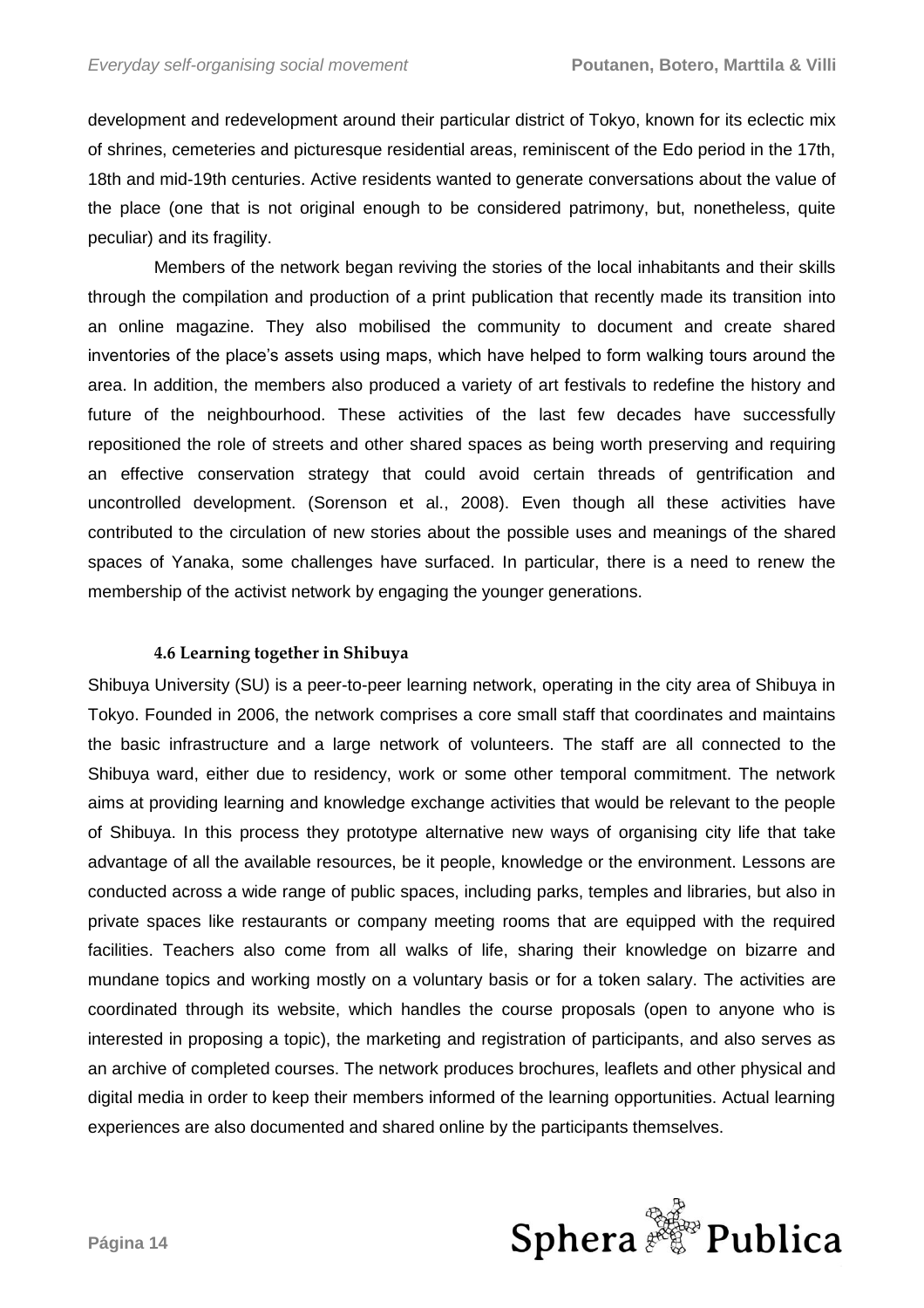development and redevelopment around their particular district of Tokyo, known for its eclectic mix of shrines, cemeteries and picturesque residential areas, reminiscent of the Edo period in the 17th, 18th and mid-19th centuries. Active residents wanted to generate conversations about the value of the place (one that is not original enough to be considered patrimony, but, nonetheless, quite peculiar) and its fragility.

Members of the network began reviving the stories of the local inhabitants and their skills through the compilation and production of a print publication that recently made its transition into an online magazine. They also mobilised the community to document and create shared inventories of the place's assets using maps, which have helped to form walking tours around the area. In addition, the members also produced a variety of art festivals to redefine the history and future of the neighbourhood. These activities of the last few decades have successfully repositioned the role of streets and other shared spaces as being worth preserving and requiring an effective conservation strategy that could avoid certain threads of gentrification and uncontrolled development. (Sorenson et al., 2008). Even though all these activities have contributed to the circulation of new stories about the possible uses and meanings of the shared spaces of Yanaka, some challenges have surfaced. In particular, there is a need to renew the membership of the activist network by engaging the younger generations.

### 4.6 Learning together in Shibuya

Shibuya University (SU) is a peer-to-peer learning network, operating in the city area of Shibuya in Tokyo. Founded in 2006, the network comprises a core small staff that coordinates and maintains the basic infrastructure and a large network of volunteers. The staff are all connected to the Shibuya ward, either due to residency, work or some other temporal commitment. The network aims at providing learning and knowledge exchange activities that would be relevant to the people of Shibuya. In this process they prototype alternative new ways of organising city life that take advantage of all the available resources, be it people, knowledge or the environment. Lessons are conducted across a wide range of public spaces, including parks, temples and libraries, but also in private spaces like restaurants or company meeting rooms that are equipped with the required facilities. Teachers also come from all walks of life, sharing their knowledge on bizarre and mundane topics and working mostly on a voluntary basis or for a token salary. The activities are coordinated through its website, which handles the course proposals (open to anyone who is interested in proposing a topic), the marketing and registration of participants, and also serves as an archive of completed courses. The network produces brochures, leaflets and other physical and digital media in order to keep their members informed of the learning opportunities. Actual learning experiences are also documented and shared online by the participants themselves.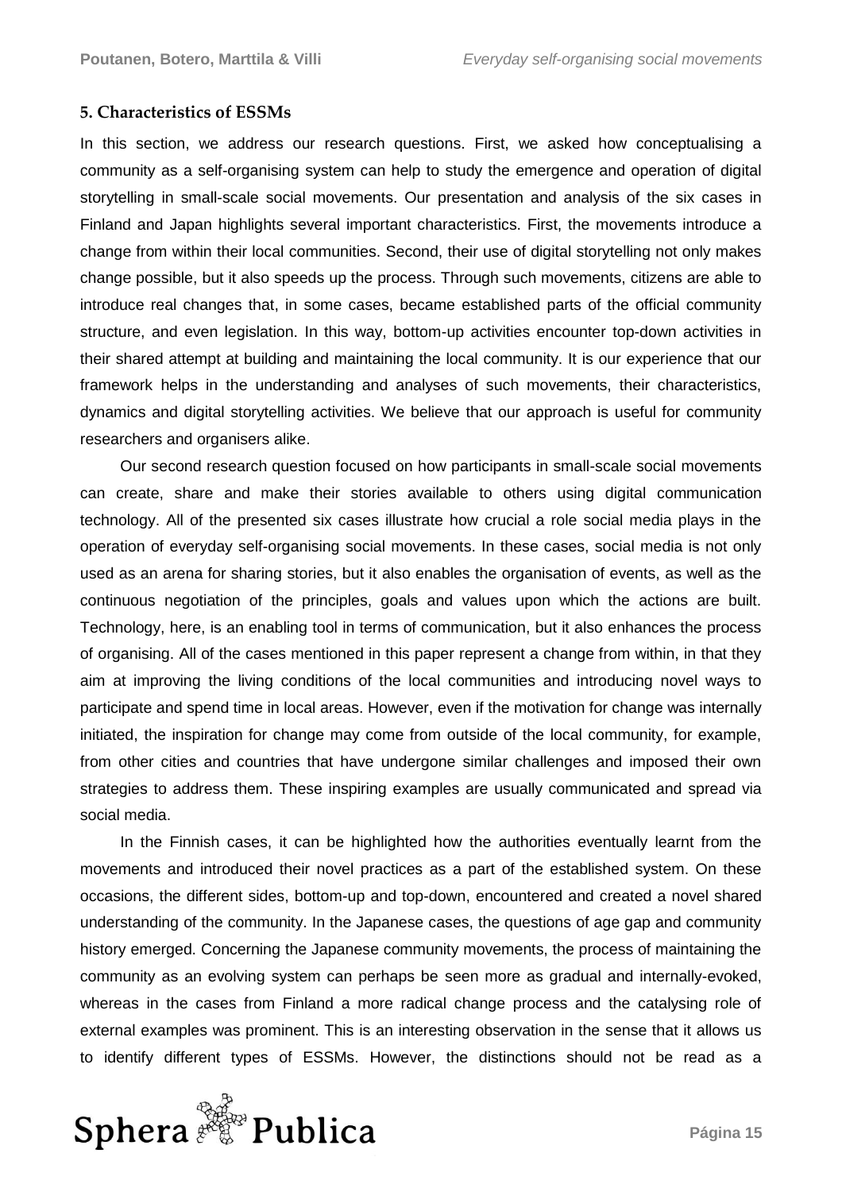### 5. Characteristics of ESSMs

In this section, we address our research questions. First, we asked how conceptualising a community as a self-organising system can help to study the emergence and operation of digital storytelling in small-scale social movements. Our presentation and analysis of the six cases in Finland and Japan highlights several important characteristics. First, the movements introduce a change from within their local communities. Second, their use of digital storytelling not only makes change possible, but it also speeds up the process. Through such movements, citizens are able to introduce real changes that, in some cases, became established parts of the official community structure, and even legislation. In this way, bottom-up activities encounter top-down activities in their shared attempt at building and maintaining the local community. It is our experience that our framework helps in the understanding and analyses of such movements, their characteristics, dynamics and digital storytelling activities. We believe that our approach is useful for community researchers and organisers alike.

Our second research question focused on how participants in small-scale social movements can create, share and make their stories available to others using digital communication technology. All of the presented six cases illustrate how crucial a role social media plays in the operation of everyday self-organising social movements. In these cases, social media is not only used as an arena for sharing stories, but it also enables the organisation of events, as well as the continuous negotiation of the principles, goals and values upon which the actions are built. Technology, here, is an enabling tool in terms of communication, but it also enhances the process of organising. All of the cases mentioned in this paper represent a change from within, in that they aim at improving the living conditions of the local communities and introducing novel ways to participate and spend time in local areas. However, even if the motivation for change was internally initiated, the inspiration for change may come from outside of the local community, for example, from other cities and countries that have undergone similar challenges and imposed their own strategies to address them. These inspiring examples are usually communicated and spread via social media.

In the Finnish cases, it can be highlighted how the authorities eventually learnt from the movements and introduced their novel practices as a part of the established system. On these occasions, the different sides, bottom-up and top-down, encountered and created a novel shared understanding of the community. In the Japanese cases, the questions of age gap and community history emerged. Concerning the Japanese community movements, the process of maintaining the community as an evolving system can perhaps be seen more as gradual and internally-evoked, whereas in the cases from Finland a more radical change process and the catalysing role of external examples was prominent. This is an interesting observation in the sense that it allows us to identify different types of ESSMs. However, the distinctions should not be read as a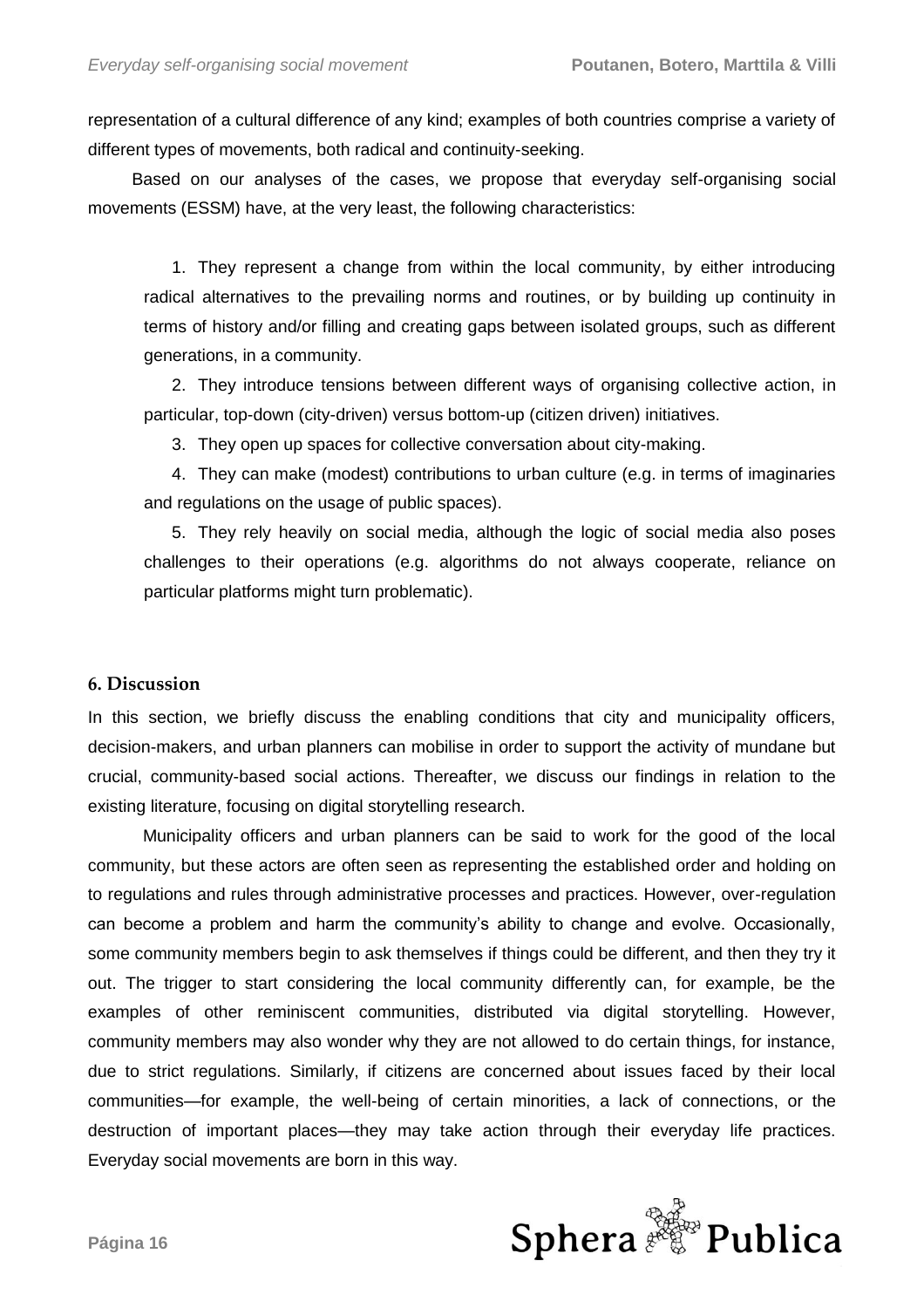representation of a cultural difference of any kind; examples of both countries comprise a variety of different types of movements, both radical and continuity-seeking.

Based on our analyses of the cases, we propose that everyday self-organising social movements (ESSM) have, at the very least, the following characteristics:

1. They represent a change from within the local community, by either introducing radical alternatives to the prevailing norms and routines, or by building up continuity in terms of history and/or filling and creating gaps between isolated groups, such as different generations, in a community.
2. They introduce tensions between different ways of organising collective action, in particular, top-down (city-driven) versus bottom-up (citizen driven) initiatives.
3. They open up spaces for collective conversation about city-making.
4. They can make (modest) contributions to urban culture (e.g. in terms of imaginaries and regulations on the usage of public spaces).
5. They rely heavily on social media, although the logic of social media also poses challenges to their operations (e.g. algorithms do not always cooperate, reliance on particular platforms might turn problematic).

## 6. Discussion

In this section, we briefly discuss the enabling conditions that city and municipality officers, decision-makers, and urban planners can mobilise in order to support the activity of mundane but crucial, community-based social actions. Thereafter, we discuss our findings in relation to the existing literature, focusing on digital storytelling research.

Municipality officers and urban planners can be said to work for the good of the local community, but these actors are often seen as representing the established order and holding on to regulations and rules through administrative processes and practices. However, over-regulation can become a problem and harm the community's ability to change and evolve. Occasionally, some community members begin to ask themselves if things could be different, and then they try it out. The trigger to start considering the local community differently can, for example, be the examples of other reminiscent communities, distributed via digital storytelling. However, community members may also wonder why they are not allowed to do certain things, for instance, due to strict regulations. Similarly, if citizens are concerned about issues faced by their local communities—for example, the well-being of certain minorities, a lack of connections, or the destruction of important places—they may take action through their everyday life practices. Everyday social movements are born in this way.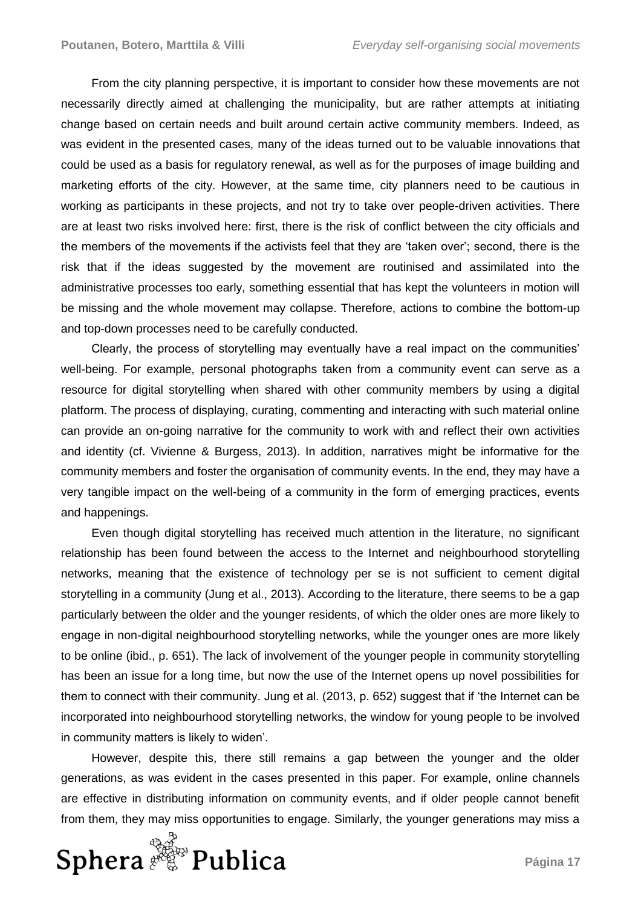From the city planning perspective, it is important to consider how these movements are not necessarily directly aimed at challenging the municipality, but are rather attempts at initiating change based on certain needs and built around certain active community members. Indeed, as was evident in the presented cases, many of the ideas turned out to be valuable innovations that could be used as a basis for regulatory renewal, as well as for the purposes of image building and marketing efforts of the city. However, at the same time, city planners need to be cautious in working as participants in these projects, and not try to take over people-driven activities. There are at least two risks involved here: first, there is the risk of conflict between the city officials and the members of the movements if the activists feel that they are 'taken over'; second, there is the risk that if the ideas suggested by the movement are routinised and assimilated into the administrative processes too early, something essential that has kept the volunteers in motion will be missing and the whole movement may collapse. Therefore, actions to combine the bottom-up and top-down processes need to be carefully conducted.

Clearly, the process of storytelling may eventually have a real impact on the communities' well-being. For example, personal photographs taken from a community event can serve as a resource for digital storytelling when shared with other community members by using a digital platform. The process of displaying, curating, commenting and interacting with such material online can provide an on-going narrative for the community to work with and reflect their own activities and identity (cf. Vivienne & Burgess, 2013). In addition, narratives might be informative for the community members and foster the organisation of community events. In the end, they may have a very tangible impact on the well-being of a community in the form of emerging practices, events and happenings.

Even though digital storytelling has received much attention in the literature, no significant relationship has been found between the access to the Internet and neighbourhood storytelling networks, meaning that the existence of technology per se is not sufficient to cement digital storytelling in a community (Jung et al., 2013). According to the literature, there seems to be a gap particularly between the older and the younger residents, of which the older ones are more likely to engage in non-digital neighbourhood storytelling networks, while the younger ones are more likely to be online (ibid., p. 651). The lack of involvement of the younger people in community storytelling has been an issue for a long time, but now the use of the Internet opens up novel possibilities for them to connect with their community. Jung et al. (2013, p. 652) suggest that if 'the Internet can be incorporated into neighbourhood storytelling networks, the window for young people to be involved in community matters is likely to widen'.

However, despite this, there still remains a gap between the younger and the older generations, as was evident in the cases presented in this paper. For example, online channels are effective in distributing information on community events, and if older people cannot benefit from them, they may miss opportunities to engage. Similarly, the younger generations may miss a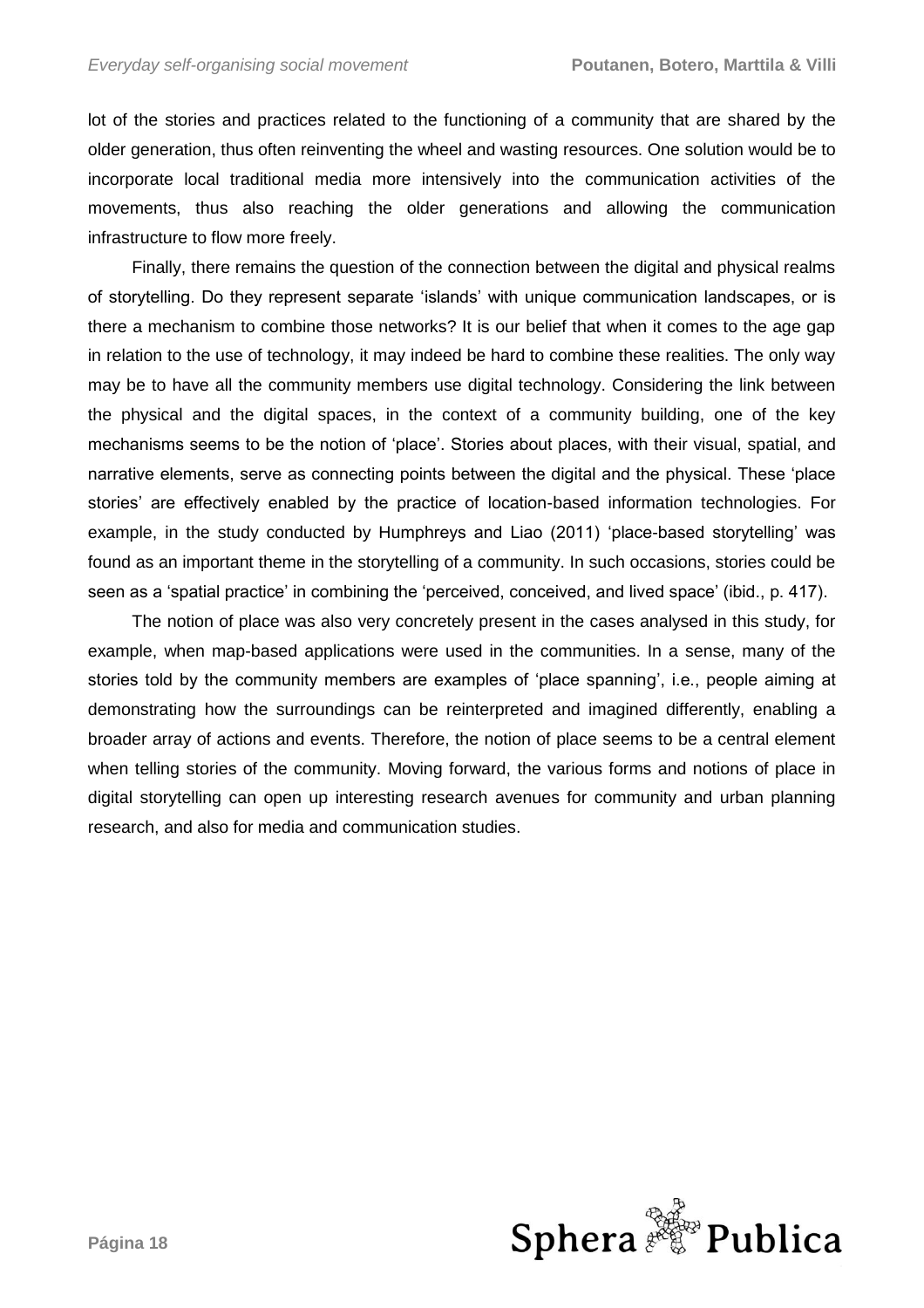lot of the stories and practices related to the functioning of a community that are shared by the older generation, thus often reinventing the wheel and wasting resources. One solution would be to incorporate local traditional media more intensively into the communication activities of the movements, thus also reaching the older generations and allowing the communication infrastructure to flow more freely.

Finally, there remains the question of the connection between the digital and physical realms of storytelling. Do they represent separate 'islands' with unique communication landscapes, or is there a mechanism to combine those networks? It is our belief that when it comes to the age gap in relation to the use of technology, it may indeed be hard to combine these realities. The only way may be to have all the community members use digital technology. Considering the link between the physical and the digital spaces, in the context of a community building, one of the key mechanisms seems to be the notion of 'place'. Stories about places, with their visual, spatial, and narrative elements, serve as connecting points between the digital and the physical. These 'place stories' are effectively enabled by the practice of location-based information technologies. For example, in the study conducted by Humphreys and Liao (2011) 'place-based storytelling' was found as an important theme in the storytelling of a community. In such occasions, stories could be seen as a 'spatial practice' in combining the 'perceived, conceived, and lived space' (ibid., p. 417).

The notion of place was also very concretely present in the cases analysed in this study, for example, when map-based applications were used in the communities. In a sense, many of the stories told by the community members are examples of 'place spanning', i.e., people aiming at demonstrating how the surroundings can be reinterpreted and imagined differently, enabling a broader array of actions and events. Therefore, the notion of place seems to be a central element when telling stories of the community. Moving forward, the various forms and notions of place in digital storytelling can open up interesting research avenues for community and urban planning research, and also for media and communication studies.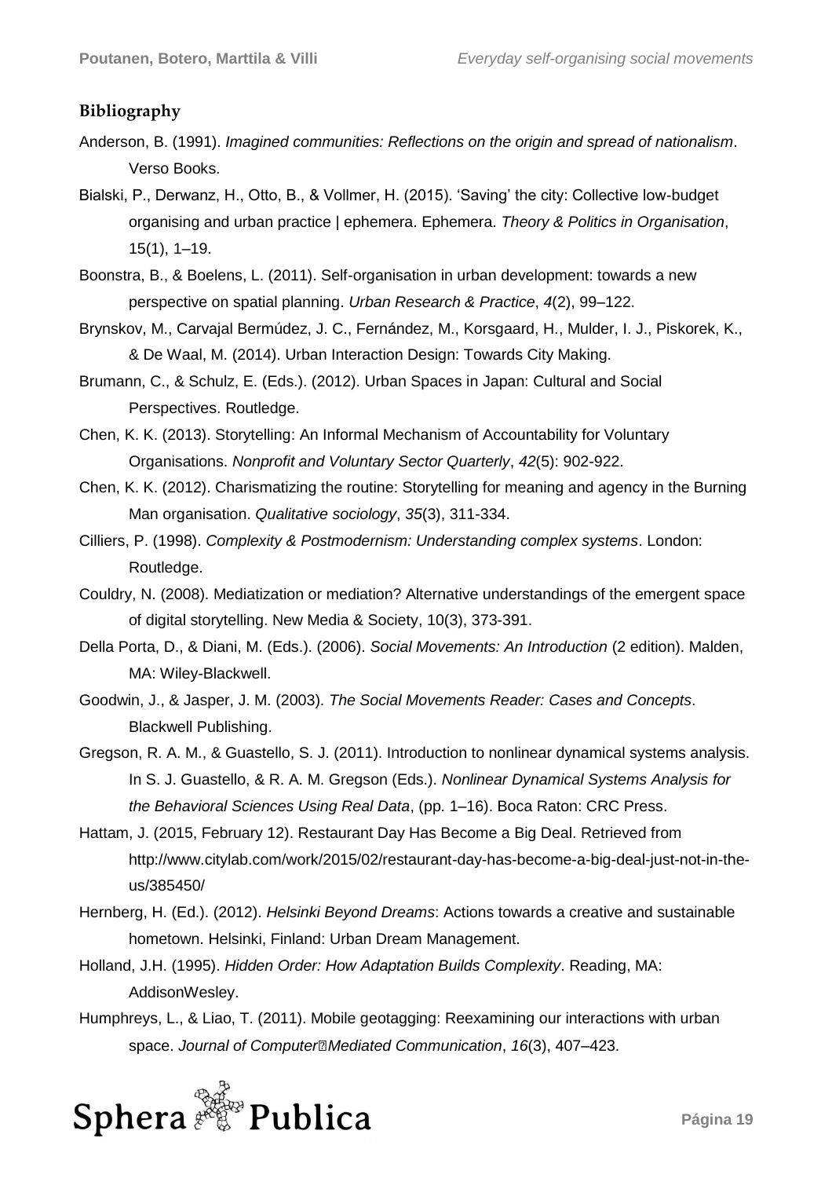## Bibliography

Anderson, B. (1991). *Imagined communities: Reflections on the origin and spread of nationalism*. Verso Books.

Bialski, P., Derwanz, H., Otto, B., & Vollmer, H. (2015). 'Saving' the city: Collective low-budget organising and urban practice | ephemera. Ephemera. *Theory & Politics in Organisation*, 15(1), 1–19.

Boonstra, B., & Boelens, L. (2011). Self-organisation in urban development: towards a new perspective on spatial planning. *Urban Research & Practice*, *4*(2), 99–122.

Brynskov, M., Carvajal Bermúdez, J. C., Fernández, M., Korsgaard, H., Mulder, I. J., Piskorek, K., & De Waal, M. (2014). Urban Interaction Design: Towards City Making.

Brumann, C., & Schulz, E. (Eds.). (2012). Urban Spaces in Japan: Cultural and Social Perspectives. Routledge.

Chen, K. K. (2013). Storytelling: An Informal Mechanism of Accountability for Voluntary Organisations. *Nonprofit and Voluntary Sector Quarterly*, *42*(5): 902-922.

Chen, K. K. (2012). Charismatizing the routine: Storytelling for meaning and agency in the Burning Man organisation. *Qualitative sociology*, *35*(3), 311-334.

Cilliers, P. (1998). *Complexity & Postmodernism: Understanding complex systems*. London: Routledge.

Couldry, N. (2008). Mediatization or mediation? Alternative understandings of the emergent space of digital storytelling. New Media & Society, 10(3), 373-391.

Della Porta, D., & Diani, M. (Eds.). (2006). *Social Movements: An Introduction* (2 edition). Malden, MA: Wiley-Blackwell.

Goodwin, J., & Jasper, J. M. (2003). *The Social Movements Reader: Cases and Concepts*. Blackwell Publishing.

Gregson, R. A. M., & Guastello, S. J. (2011). Introduction to nonlinear dynamical systems analysis. In S. J. Guastello, & R. A. M. Gregson (Eds.). *Nonlinear Dynamical Systems Analysis for the Behavioral Sciences Using Real Data*, (pp. 1–16). Boca Raton: CRC Press.

Hattam, J. (2015, February 12). Restaurant Day Has Become a Big Deal. Retrieved from http://www.citylab.com/work/2015/02/restaurant-day-has-become-a-big-deal-just-not-in-the-us/385450/

Hernberg, H. (Ed.). (2012). *Helsinki Beyond Dreams*: Actions towards a creative and sustainable hometown. Helsinki, Finland: Urban Dream Management.

Holland, J.H. (1995). *Hidden Order: How Adaptation Builds Complexity*. Reading, MA: AddisonWesley.

Humphreys, L., & Liao, T. (2011). Mobile geotagging: Reexamining our interactions with urban space. *Journal of Computer‐Mediated Communication*, *16*(3), 407–423.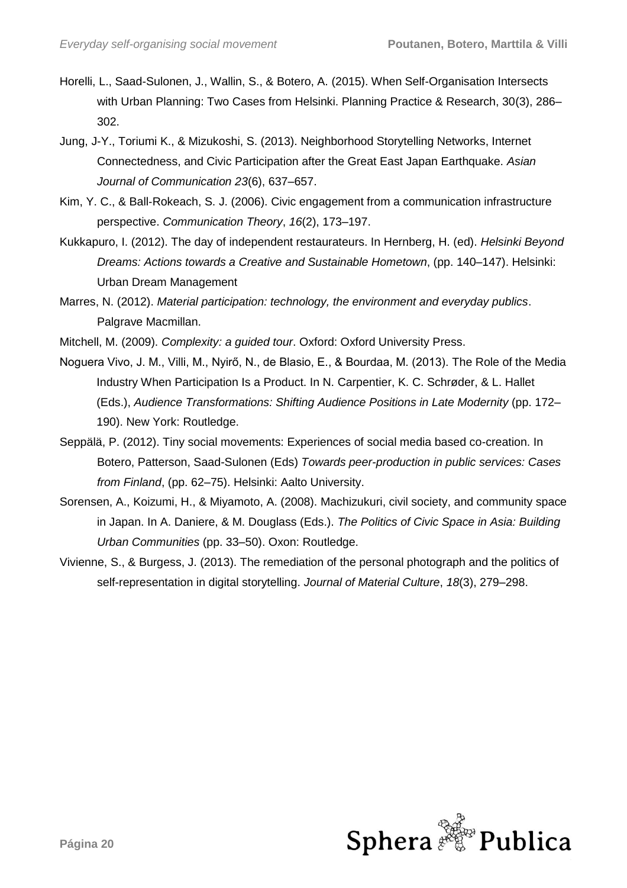Horelli, L., Saad-Sulonen, J., Wallin, S., & Botero, A. (2015). When Self-Organisation Intersects with Urban Planning: Two Cases from Helsinki. Planning Practice & Research, 30(3), 286–302.

Jung, J-Y., Toriumi K., & Mizukoshi, S. (2013). Neighborhood Storytelling Networks, Internet Connectedness, and Civic Participation after the Great East Japan Earthquake. *Asian Journal of Communication 23*(6), 637–657.

Kim, Y. C., & Ball-Rokeach, S. J. (2006). Civic engagement from a communication infrastructure perspective. *Communication Theory*, *16*(2), 173–197.

Kukkapuro, I. (2012). The day of independent restaurateurs. In Hernberg, H. (ed). *Helsinki Beyond Dreams: Actions towards a Creative and Sustainable Hometown*, (pp. 140–147). Helsinki: Urban Dream Management

Marres, N. (2012). *Material participation: technology, the environment and everyday publics*. Palgrave Macmillan.

Mitchell, M. (2009). *Complexity: a guided tour*. Oxford: Oxford University Press.

Noguera Vivo, J. M., Villi, M., Nyirő, N., de Blasio, E., & Bourdaa, M. (2013). The Role of the Media Industry When Participation Is a Product. In N. Carpentier, K. C. Schrøder, & L. Hallet (Eds.), *Audience Transformations: Shifting Audience Positions in Late Modernity* (pp. 172–190). New York: Routledge.

Seppälä, P. (2012). Tiny social movements: Experiences of social media based co-creation. In Botero, Patterson, Saad-Sulonen (Eds) *Towards peer-production in public services: Cases from Finland*, (pp. 62–75). Helsinki: Aalto University.

Sorensen, A., Koizumi, H., & Miyamoto, A. (2008). Machizukuri, civil society, and community space in Japan. In A. Daniere, & M. Douglass (Eds.). *The Politics of Civic Space in Asia: Building Urban Communities* (pp. 33–50). Oxon: Routledge.

Vivienne, S., & Burgess, J. (2013). The remediation of the personal photograph and the politics of self-representation in digital storytelling. *Journal of Material Culture*, *18*(3), 279–298.